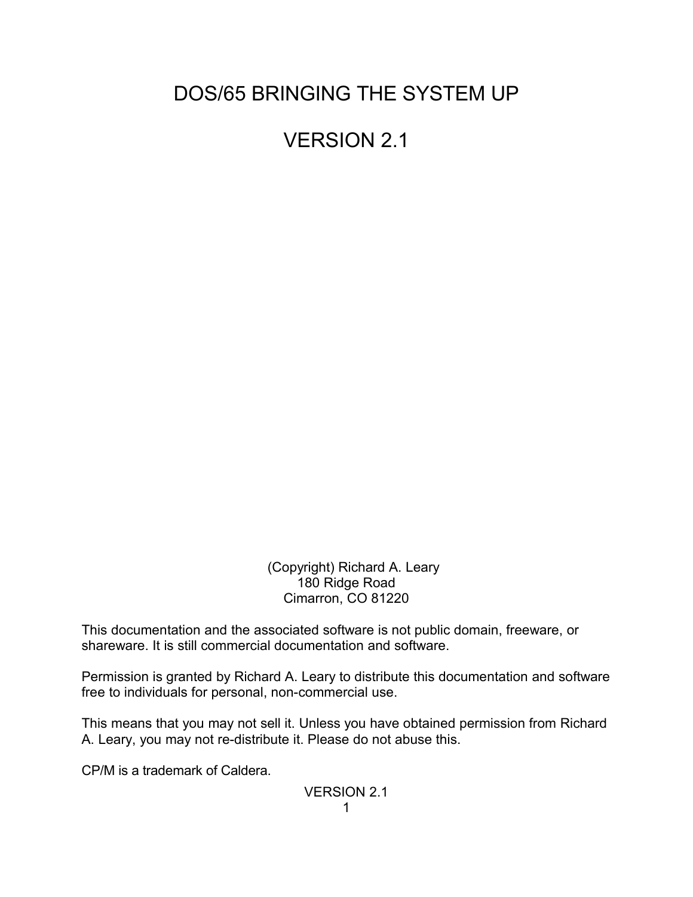# DOS/65 BRINGING THE SYSTEM UP

# VERSION 2.1

(Copyright) Richard A. Leary
180 Ridge Road
Cimarron, CO 81220

This documentation and the associated software is not public domain, freeware, or shareware. It is still commercial documentation and software.

Permission is granted by Richard A. Leary to distribute this documentation and software free to individuals for personal, non-commercial use.

This means that you may not sell it. Unless you have obtained permission from Richard A. Leary, you may not re-distribute it. Please do not abuse this.

CP/M is a trademark of Caldera.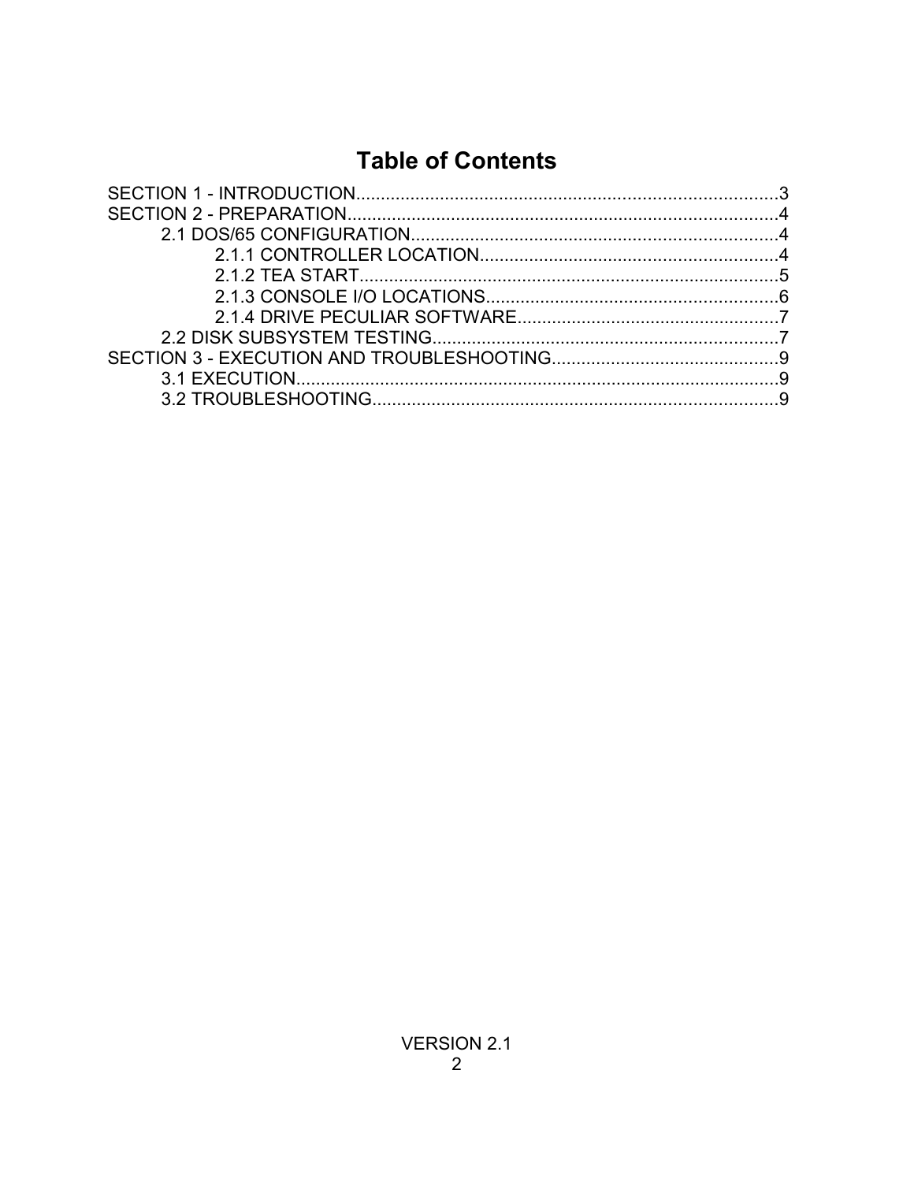# Table of Contents

SECTION 1 - INTRODUCTION......................................................................................3
SECTION 2 - PREPARATION........................................................................................4
- 2.1 DOS/65 CONFIGURATION..........................................................................4
  - 2.1.1 CONTROLLER LOCATION............................................................4
  - 2.1.2 TEA START.....................................................................................5
  - 2.1.3 CONSOLE I/O LOCATIONS...........................................................6
  - 2.1.4 DRIVE PECULIAR SOFTWARE.....................................................7
- 2.2 DISK SUBSYSTEM TESTING......................................................................7

SECTION 3 - EXECUTION AND TROUBLESHOOTING..............................................9
- 3.1 EXECUTION..................................................................................................9
- 3.2 TROUBLESHOOTING...................................................................................9

VERSION 2.1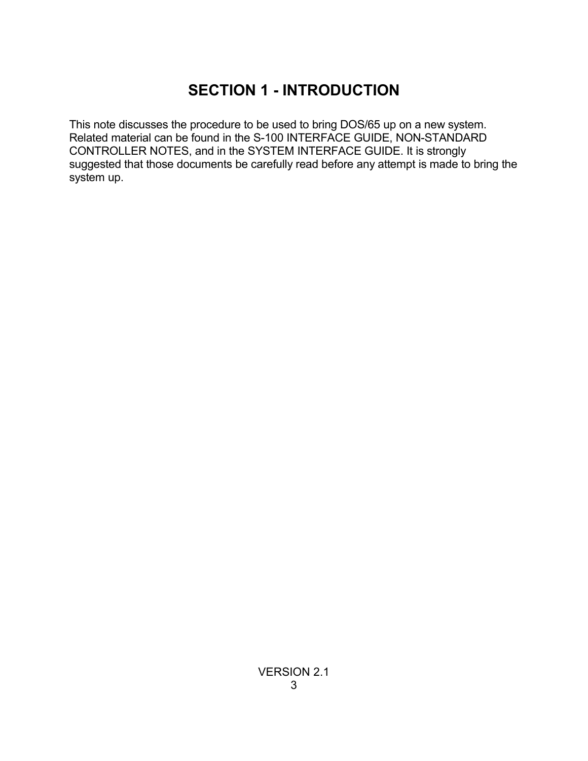# SECTION 1 - INTRODUCTION

This note discusses the procedure to be used to bring DOS/65 up on a new system. Related material can be found in the S-100 INTERFACE GUIDE, NON-STANDARD CONTROLLER NOTES, and in the SYSTEM INTERFACE GUIDE. It is strongly suggested that those documents be carefully read before any attempt is made to bring the system up.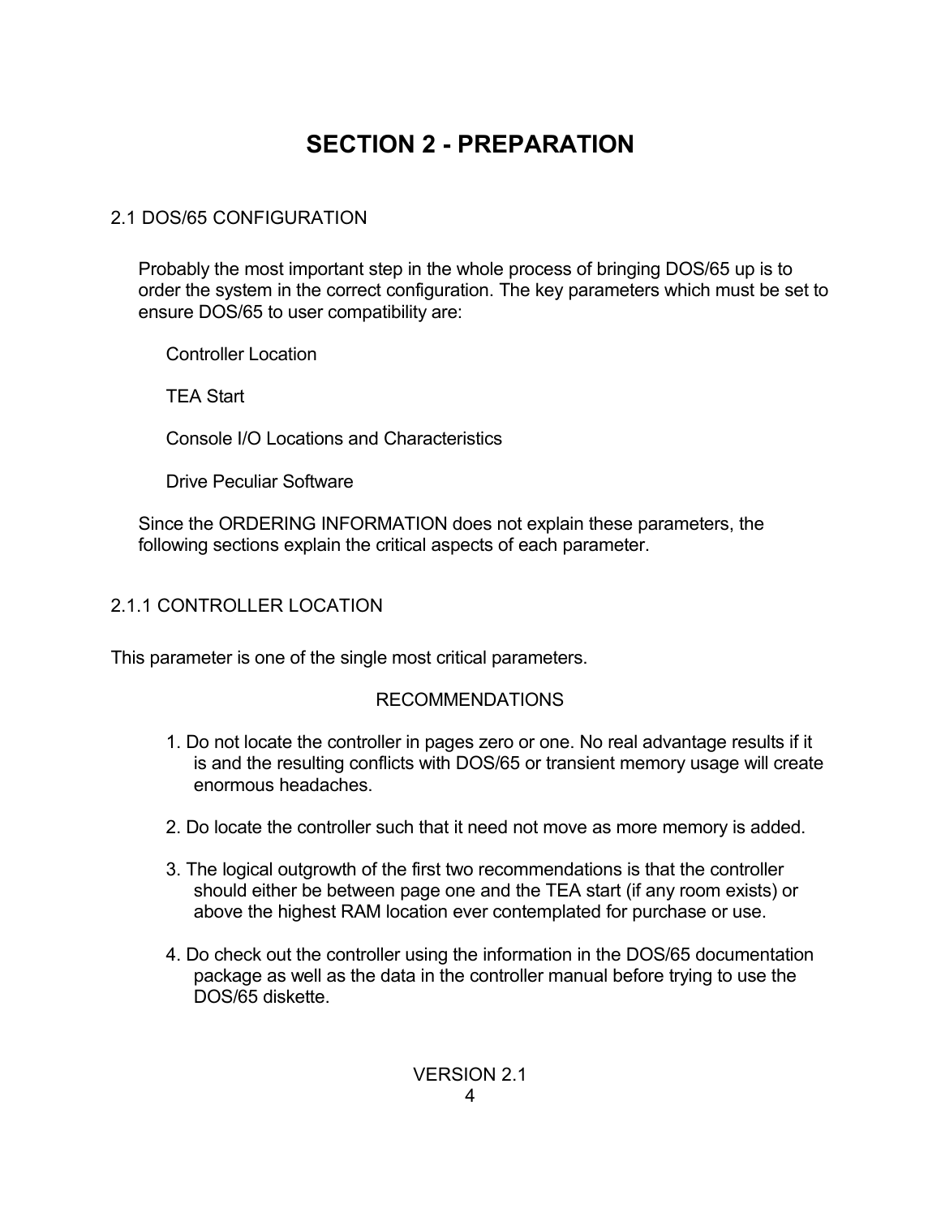# SECTION 2 - PREPARATION

## 2.1 DOS/65 CONFIGURATION

Probably the most important step in the whole process of bringing DOS/65 up is to order the system in the correct configuration. The key parameters which must be set to ensure DOS/65 to user compatibility are:

Controller Location

TEA Start

Console I/O Locations and Characteristics

Drive Peculiar Software

Since the ORDERING INFORMATION does not explain these parameters, the following sections explain the critical aspects of each parameter.

### 2.1.1 CONTROLLER LOCATION

This parameter is one of the single most critical parameters.

RECOMMENDATIONS

1. Do not locate the controller in pages zero or one. No real advantage results if it is and the resulting conflicts with DOS/65 or transient memory usage will create enormous headaches.

2. Do locate the controller such that it need not move as more memory is added.

3. The logical outgrowth of the first two recommendations is that the controller should either be between page one and the TEA start (if any room exists) or above the highest RAM location ever contemplated for purchase or use.

4. Do check out the controller using the information in the DOS/65 documentation package as well as the data in the controller manual before trying to use the DOS/65 diskette.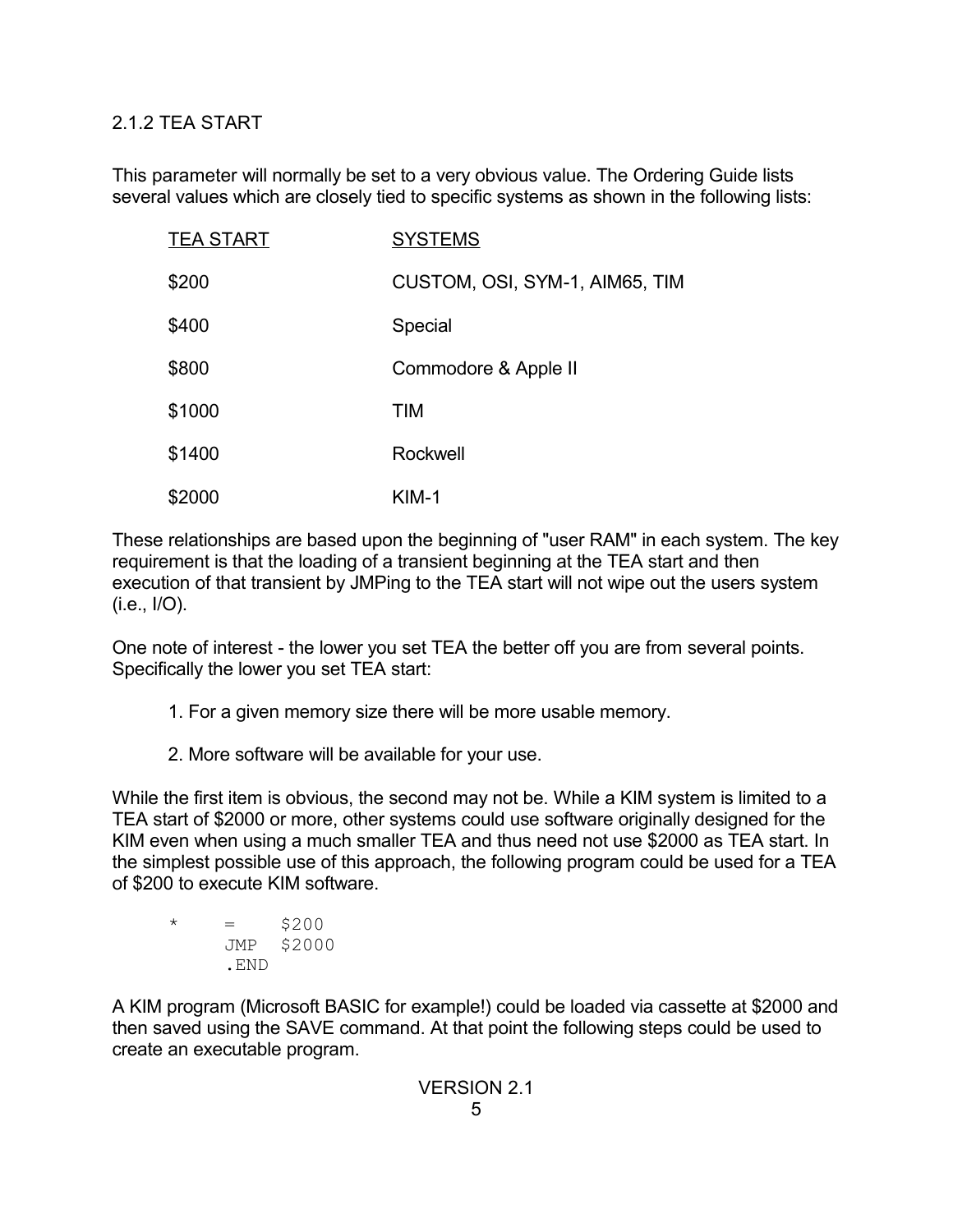### 2.1.2 TEA START

This parameter will normally be set to a very obvious value. The Ordering Guide lists several values which are closely tied to specific systems as shown in the following lists:

| TEA START | SYSTEMS |
|---|---|
| $200 | CUSTOM, OSI, SYM-1, AIM65, TIM |
| $400 | Special |
| $800 | Commodore & Apple II |
| $1000 | TIM |
| $1400 | Rockwell |
| $2000 | KIM-1 |

These relationships are based upon the beginning of "user RAM" in each system. The key requirement is that the loading of a transient beginning at the TEA start and then execution of that transient by JMPing to the TEA start will not wipe out the users system (i.e., I/O).

One note of interest - the lower you set TEA the better off you are from several points. Specifically the lower you set TEA start:

1. For a given memory size there will be more usable memory.

2. More software will be available for your use.

While the first item is obvious, the second may not be. While a KIM system is limited to a TEA start of $2000 or more, other systems could use software originally designed for the KIM even when using a much smaller TEA and thus need not use $2000 as TEA start. In the simplest possible use of this approach, the following program could be used for a TEA of $200 to execute KIM software.

```
*    =    $200
     JMP  $2000
     .END
```

A KIM program (Microsoft BASIC for example!) could be loaded via cassette at $2000 and then saved using the SAVE command. At that point the following steps could be used to create an executable program.

VERSION 2.1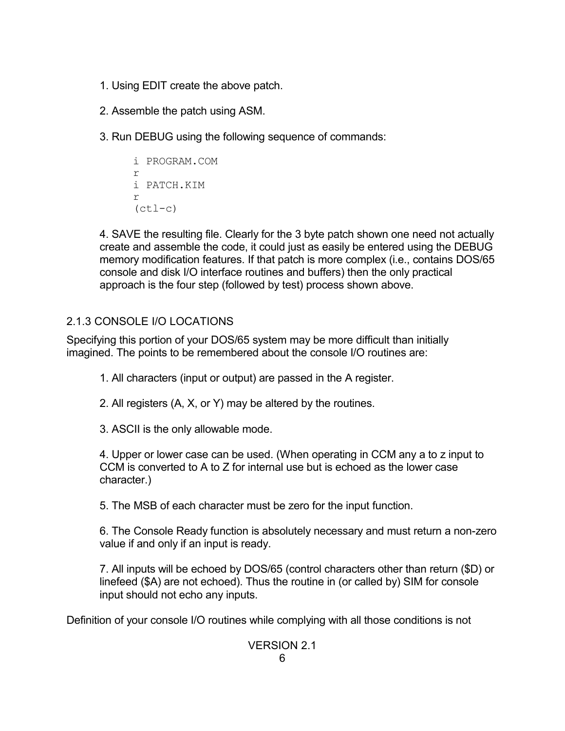1. Using EDIT create the above patch.

2. Assemble the patch using ASM.

3. Run DEBUG using the following sequence of commands:

```
i PROGRAM.COM
r
i PATCH.KIM
r
(ctl-c)
```

4. SAVE the resulting file. Clearly for the 3 byte patch shown one need not actually create and assemble the code, it could just as easily be entered using the DEBUG memory modification features. If that patch is more complex (i.e., contains DOS/65 console and disk I/O interface routines and buffers) then the only practical approach is the four step (followed by test) process shown above.

### 2.1.3 CONSOLE I/O LOCATIONS

Specifying this portion of your DOS/65 system may be more difficult than initially imagined. The points to be remembered about the console I/O routines are:

1. All characters (input or output) are passed in the A register.

2. All registers (A, X, or Y) may be altered by the routines.

3. ASCII is the only allowable mode.

4. Upper or lower case can be used. (When operating in CCM any a to z input to CCM is converted to A to Z for internal use but is echoed as the lower case character.)

5. The MSB of each character must be zero for the input function.

6. The Console Ready function is absolutely necessary and must return a non-zero value if and only if an input is ready.

7. All inputs will be echoed by DOS/65 (control characters other than return ($D) or linefeed ($A) are not echoed). Thus the routine in (or called by) SIM for console input should not echo any inputs.

Definition of your console I/O routines while complying with all those conditions is not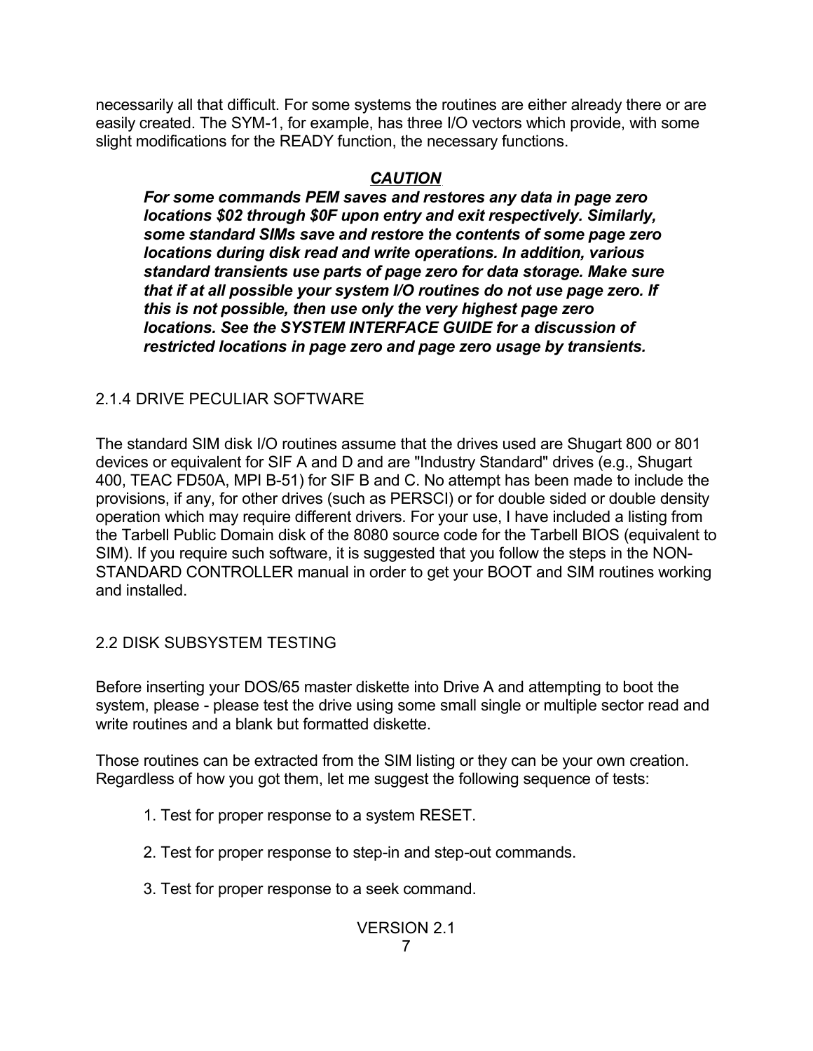necessarily all that difficult. For some systems the routines are either already there or are easily created. The SYM-1, for example, has three I/O vectors which provide, with some slight modifications for the READY function, the necessary functions.

***CAUTION***

***For some commands PEM saves and restores any data in page zero locations $02 through $0F upon entry and exit respectively. Similarly, some standard SIMs save and restore the contents of some page zero locations during disk read and write operations. In addition, various standard transients use parts of page zero for data storage. Make sure that if at all possible your system I/O routines do not use page zero. If this is not possible, then use only the very highest page zero locations. See the SYSTEM INTERFACE GUIDE for a discussion of restricted locations in page zero and page zero usage by transients.***

### 2.1.4 DRIVE PECULIAR SOFTWARE

The standard SIM disk I/O routines assume that the drives used are Shugart 800 or 801 devices or equivalent for SIF A and D and are "Industry Standard" drives (e.g., Shugart 400, TEAC FD50A, MPI B-51) for SIF B and C. No attempt has been made to include the provisions, if any, for other drives (such as PERSCI) or for double sided or double density operation which may require different drivers. For your use, I have included a listing from the Tarbell Public Domain disk of the 8080 source code for the Tarbell BIOS (equivalent to SIM). If you require such software, it is suggested that you follow the steps in the NON-STANDARD CONTROLLER manual in order to get your BOOT and SIM routines working and installed.

## 2.2 DISK SUBSYSTEM TESTING

Before inserting your DOS/65 master diskette into Drive A and attempting to boot the system, please - please test the drive using some small single or multiple sector read and write routines and a blank but formatted diskette.

Those routines can be extracted from the SIM listing or they can be your own creation. Regardless of how you got them, let me suggest the following sequence of tests:

1. Test for proper response to a system RESET.

2. Test for proper response to step-in and step-out commands.

3. Test for proper response to a seek command.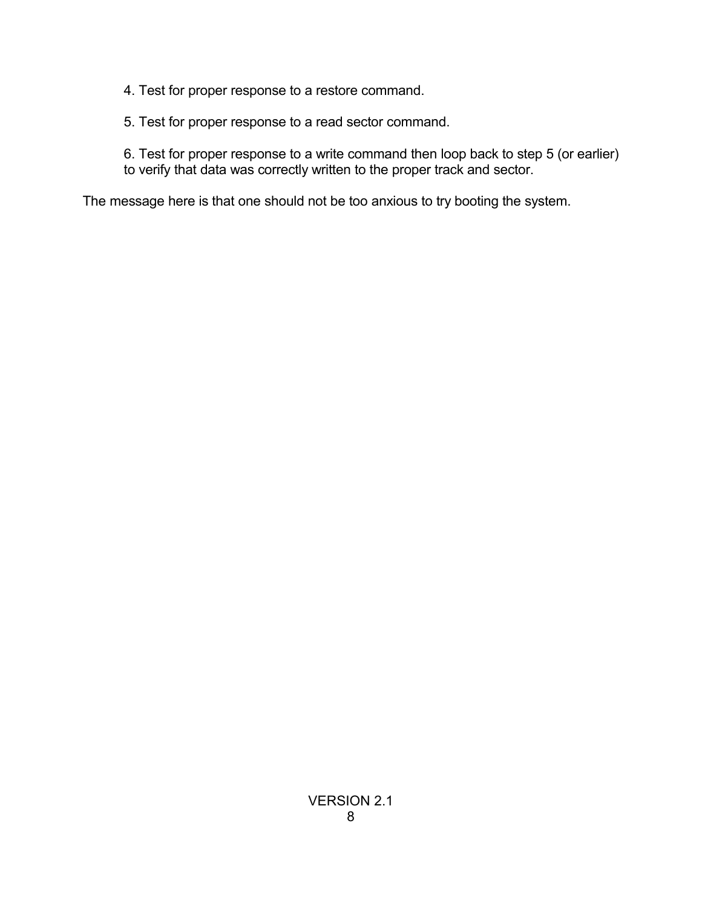4. Test for proper response to a restore command.

5. Test for proper response to a read sector command.

6. Test for proper response to a write command then loop back to step 5 (or earlier) to verify that data was correctly written to the proper track and sector.

The message here is that one should not be too anxious to try booting the system.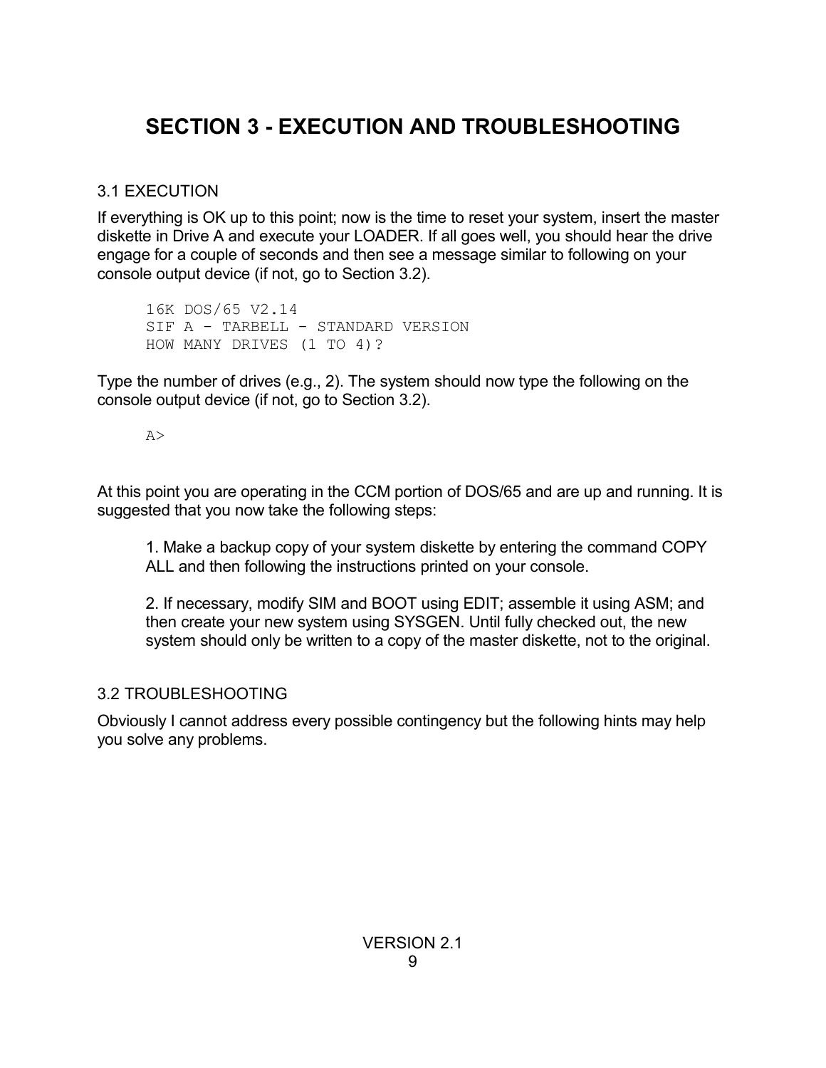# SECTION 3 - EXECUTION AND TROUBLESHOOTING

## 3.1 EXECUTION

If everything is OK up to this point; now is the time to reset your system, insert the master diskette in Drive A and execute your LOADER. If all goes well, you should hear the drive engage for a couple of seconds and then see a message similar to following on your console output device (if not, go to Section 3.2).

```
16K DOS/65 V2.14
SIF A - TARBELL - STANDARD VERSION
HOW MANY DRIVES (1 TO 4)?
```

Type the number of drives (e.g., 2). The system should now type the following on the console output device (if not, go to Section 3.2).

```
A>
```

At this point you are operating in the CCM portion of DOS/65 and are up and running. It is suggested that you now take the following steps:

1. Make a backup copy of your system diskette by entering the command COPY ALL and then following the instructions printed on your console.

2. If necessary, modify SIM and BOOT using EDIT; assemble it using ASM; and then create your new system using SYSGEN. Until fully checked out, the new system should only be written to a copy of the master diskette, not to the original.

## 3.2 TROUBLESHOOTING

Obviously I cannot address every possible contingency but the following hints may help you solve any problems.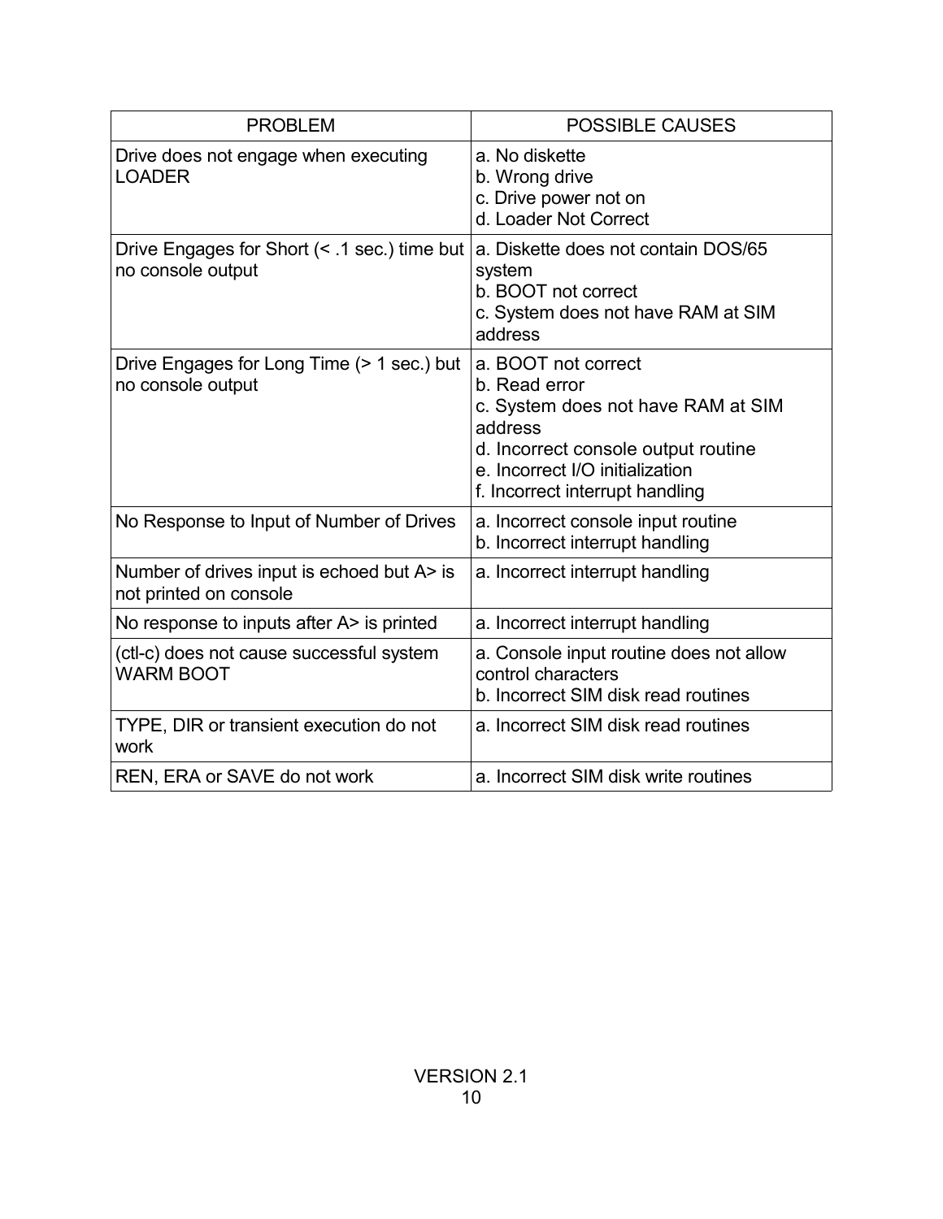| PROBLEM | POSSIBLE CAUSES |
|---|---|
| Drive does not engage when executing LOADER | a. No diskette<br>b. Wrong drive<br>c. Drive power not on<br>d. Loader Not Correct |
| Drive Engages for Short (< .1 sec.) time but no console output | a. Diskette does not contain DOS/65 system<br>b. BOOT not correct<br>c. System does not have RAM at SIM address |
| Drive Engages for Long Time (> 1 sec.) but no console output | a. BOOT not correct<br>b. Read error<br>c. System does not have RAM at SIM address<br>d. Incorrect console output routine<br>e. Incorrect I/O initialization<br>f. Incorrect interrupt handling |
| No Response to Input of Number of Drives | a. Incorrect console input routine<br>b. Incorrect interrupt handling |
| Number of drives input is echoed but A> is not printed on console | a. Incorrect interrupt handling |
| No response to inputs after A> is printed | a. Incorrect interrupt handling |
| (ctl-c) does not cause successful system WARM BOOT | a. Console input routine does not allow control characters<br>b. Incorrect SIM disk read routines |
| TYPE, DIR or transient execution do not work | a. Incorrect SIM disk read routines |
| REN, ERA or SAVE do not work | a. Incorrect SIM disk write routines |

VERSION 2.1